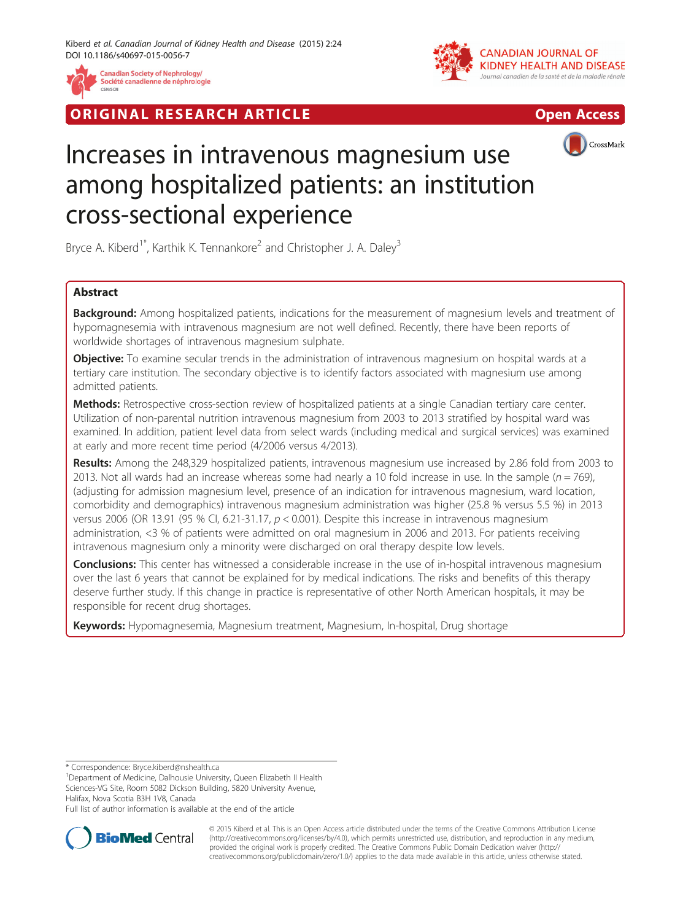ORIGINAL RESEARCH ARTICLE

Open Access

# Increases in intravenous magnesium use among hospitalized patients: an institution cross-sectional experience

Bryce A. Kiberd[1*], Karthik K. Tennankore[2] and Christopher J. A. Daley[3]

## Abstract

**Background:** Among hospitalized patients, indications for the measurement of magnesium levels and treatment of hypomagnesemia with intravenous magnesium are not well defined. Recently, there have been reports of worldwide shortages of intravenous magnesium sulphate.

**Objective:** To examine secular trends in the administration of intravenous magnesium on hospital wards at a tertiary care institution. The secondary objective is to identify factors associated with magnesium use among admitted patients.

**Methods:** Retrospective cross-section review of hospitalized patients at a single Canadian tertiary care center. Utilization of non-parental nutrition intravenous magnesium from 2003 to 2013 stratified by hospital ward was examined. In addition, patient level data from select wards (including medical and surgical services) was examined at early and more recent time period (4/2006 versus 4/2013).

**Results:** Among the 248,329 hospitalized patients, intravenous magnesium use increased by 2.86 fold from 2003 to 2013. Not all wards had an increase whereas some had nearly a 10 fold increase in use. In the sample ($n = 769$), (adjusting for admission magnesium level, presence of an indication for intravenous magnesium, ward location, comorbidity and demographics) intravenous magnesium administration was higher (25.8 % versus 5.5 %) in 2013 versus 2006 (OR 13.91 (95 % CI, 6.21-31.17, $p < 0.001$). Despite this increase in intravenous magnesium administration, <3 % of patients were admitted on oral magnesium in 2006 and 2013. For patients receiving intravenous magnesium only a minority were discharged on oral therapy despite low levels.

**Conclusions:** This center has witnessed a considerable increase in the use of in-hospital intravenous magnesium over the last 6 years that cannot be explained for by medical indications. The risks and benefits of this therapy deserve further study. If this change in practice is representative of other North American hospitals, it may be responsible for recent drug shortages.

**Keywords:** Hypomagnesemia, Magnesium treatment, Magnesium, In-hospital, Drug shortage

\* Correspondence: Bryce.kiberd@nshealth.ca
[1]Department of Medicine, Dalhousie University, Queen Elizabeth II Health Sciences-VG Site, Room 5082 Dickson Building, 5820 University Avenue, Halifax, Nova Scotia B3H 1V8, Canada
Full list of author information is available at the end of the article

© 2015 Kiberd et al. This is an Open Access article distributed under the terms of the Creative Commons Attribution License (http://creativecommons.org/licenses/by/4.0), which permits unrestricted use, distribution, and reproduction in any medium, provided the original work is properly credited. The Creative Commons Public Domain Dedication waiver (http://creativecommons.org/publicdomain/zero/1.0/) applies to the data made available in this article, unless otherwise stated.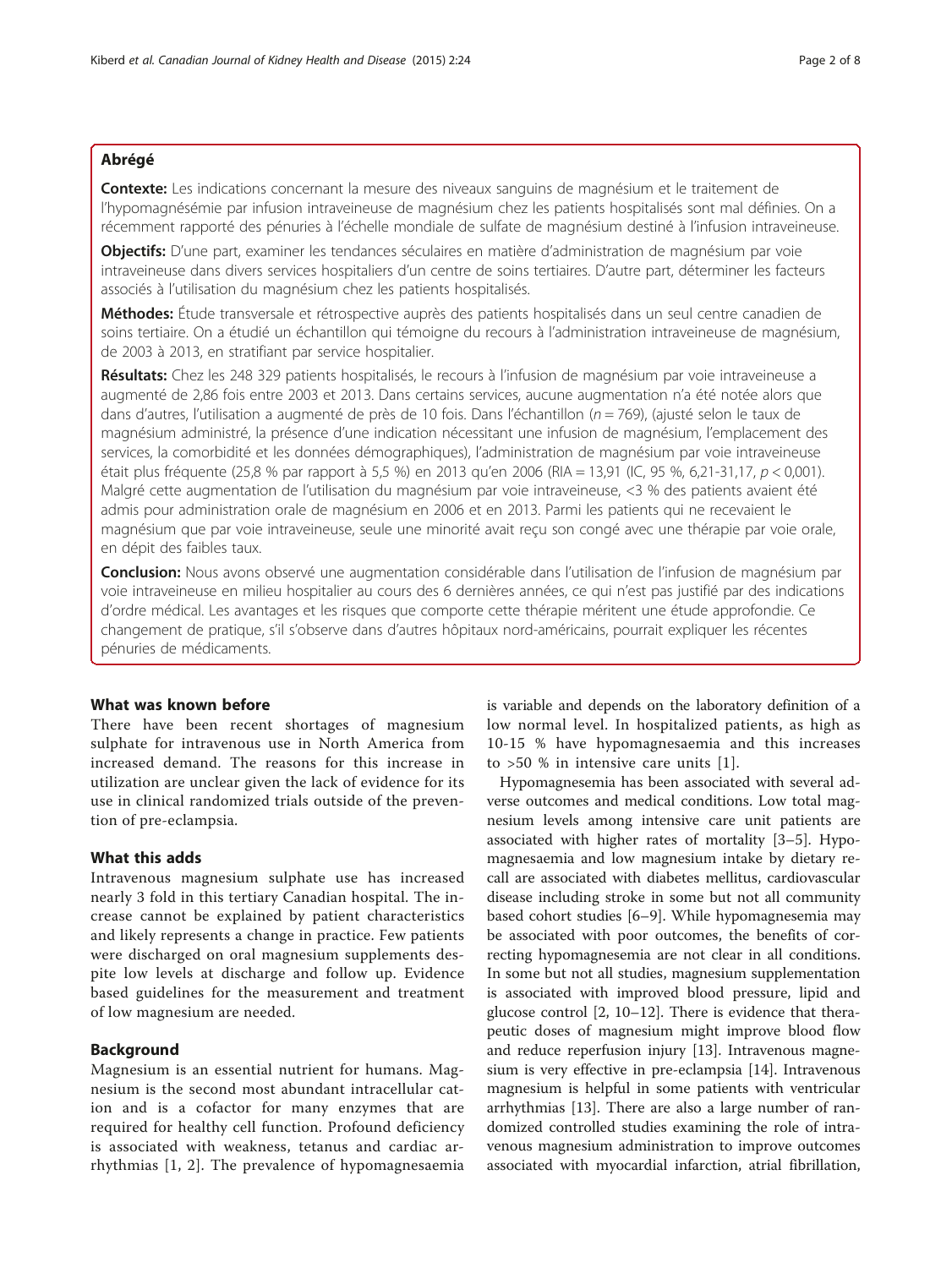## Abrégé

**Contexte:** Les indications concernant la mesure des niveaux sanguins de magnésium et le traitement de l'hypomagnésémie par infusion intraveineuse de magnésium chez les patients hospitalisés sont mal définies. On a récemment rapporté des pénuries à l'échelle mondiale de sulfate de magnésium destiné à l'infusion intraveineuse.

**Objectifs:** D'une part, examiner les tendances séculaires en matière d'administration de magnésium par voie intraveineuse dans divers services hospitaliers d'un centre de soins tertiaires. D'autre part, déterminer les facteurs associés à l'utilisation du magnésium chez les patients hospitalisés.

**Méthodes:** Étude transversale et rétrospective auprès des patients hospitalisés dans un seul centre canadien de soins tertiaire. On a étudié un échantillon qui témoigne du recours à l'administration intraveineuse de magnésium, de 2003 à 2013, en stratifiant par service hospitalier.

**Résultats:** Chez les 248 329 patients hospitalisés, le recours à l'infusion de magnésium par voie intraveineuse a augmenté de 2,86 fois entre 2003 et 2013. Dans certains services, aucune augmentation n'a été notée alors que dans d'autres, l'utilisation a augmenté de près de 10 fois. Dans l'échantillon ($n = 769$), (ajusté selon le taux de magnésium administré, la présence d'une indication nécessitant une infusion de magnésium, l'emplacement des services, la comorbidité et les données démographiques), l'administration de magnésium par voie intraveineuse était plus fréquente (25,8 % par rapport à 5,5 %) en 2013 qu'en 2006 (RIA = 13,91 (IC, 95 %, 6,21-31,17, $p < 0,001$). Malgré cette augmentation de l'utilisation du magnésium par voie intraveineuse, <3 % des patients avaient été admis pour administration orale de magnésium en 2006 et en 2013. Parmi les patients qui ne recevaient le magnésium que par voie intraveineuse, seule une minorité avait reçu son congé avec une thérapie par voie orale, en dépit des faibles taux.

**Conclusion:** Nous avons observé une augmentation considérable dans l'utilisation de l'infusion de magnésium par voie intraveineuse en milieu hospitalier au cours des 6 dernières années, ce qui n'est pas justifié par des indications d'ordre médical. Les avantages et les risques que comporte cette thérapie méritent une étude approfondie. Ce changement de pratique, s'il s'observe dans d'autres hôpitaux nord-américains, pourrait expliquer les récentes pénuries de médicaments.

## What was known before

There have been recent shortages of magnesium sulphate for intravenous use in North America from increased demand. The reasons for this increase in utilization are unclear given the lack of evidence for its use in clinical randomized trials outside of the prevention of pre-eclampsia.

## What this adds

Intravenous magnesium sulphate use has increased nearly 3 fold in this tertiary Canadian hospital. The increase cannot be explained by patient characteristics and likely represents a change in practice. Few patients were discharged on oral magnesium supplements despite low levels at discharge and follow up. Evidence based guidelines for the measurement and treatment of low magnesium are needed.

## Background

Magnesium is an essential nutrient for humans. Magnesium is the second most abundant intracellular cation and is a cofactor for many enzymes that are required for healthy cell function. Profound deficiency is associated with weakness, tetanus and cardiac arrhythmias [1, 2]. The prevalence of hypomagnesaemia is variable and depends on the laboratory definition of a low normal level. In hospitalized patients, as high as 10-15 % have hypomagnesaemia and this increases to >50 % in intensive care units [1].

Hypomagnesemia has been associated with several adverse outcomes and medical conditions. Low total magnesium levels among intensive care unit patients are associated with higher rates of mortality [3–5]. Hypomagnesaemia and low magnesium intake by dietary recall are associated with diabetes mellitus, cardiovascular disease including stroke in some but not all community based cohort studies [6–9]. While hypomagnesemia may be associated with poor outcomes, the benefits of correcting hypomagnesemia are not clear in all conditions. In some but not all studies, magnesium supplementation is associated with improved blood pressure, lipid and glucose control [2, 10–12]. There is evidence that therapeutic doses of magnesium might improve blood flow and reduce reperfusion injury [13]. Intravenous magnesium is very effective in pre-eclampsia [14]. Intravenous magnesium is helpful in some patients with ventricular arrhythmias [13]. There are also a large number of randomized controlled studies examining the role of intravenous magnesium administration to improve outcomes associated with myocardial infarction, atrial fibrillation,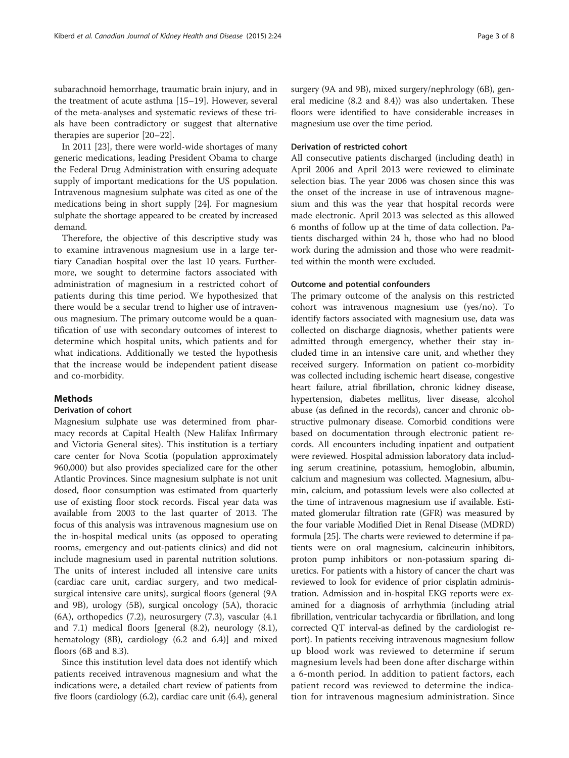subarachnoid hemorrhage, traumatic brain injury, and in the treatment of acute asthma [15–19]. However, several of the meta-analyses and systematic reviews of these trials have been contradictory or suggest that alternative therapies are superior [20–22].

In 2011 [23], there were world-wide shortages of many generic medications, leading President Obama to charge the Federal Drug Administration with ensuring adequate supply of important medications for the US population. Intravenous magnesium sulphate was cited as one of the medications being in short supply [24]. For magnesium sulphate the shortage appeared to be created by increased demand.

Therefore, the objective of this descriptive study was to examine intravenous magnesium use in a large tertiary Canadian hospital over the last 10 years. Furthermore, we sought to determine factors associated with administration of magnesium in a restricted cohort of patients during this time period. We hypothesized that there would be a secular trend to higher use of intravenous magnesium. The primary outcome would be a quantification of use with secondary outcomes of interest to determine which hospital units, which patients and for what indications. Additionally we tested the hypothesis that the increase would be independent patient disease and co-morbidity.

## Methods

### Derivation of cohort

Magnesium sulphate use was determined from pharmacy records at Capital Health (New Halifax Infirmary and Victoria General sites). This institution is a tertiary care center for Nova Scotia (population approximately 960,000) but also provides specialized care for the other Atlantic Provinces. Since magnesium sulphate is not unit dosed, floor consumption was estimated from quarterly use of existing floor stock records. Fiscal year data was available from 2003 to the last quarter of 2013. The focus of this analysis was intravenous magnesium use on the in-hospital medical units (as opposed to operating rooms, emergency and out-patients clinics) and did not include magnesium used in parental nutrition solutions. The units of interest included all intensive care units (cardiac care unit, cardiac surgery, and two medical-surgical intensive care units), surgical floors (general (9A and 9B), urology (5B), surgical oncology (5A), thoracic (6A), orthopedics (7.2), neurosurgery (7.3), vascular (4.1 and 7.1) medical floors [general (8.2), neurology (8.1), hematology (8B), cardiology (6.2 and 6.4)] and mixed floors (6B and 8.3).

Since this institution level data does not identify which patients received intravenous magnesium and what the indications were, a detailed chart review of patients from five floors (cardiology (6.2), cardiac care unit (6.4), general surgery (9A and 9B), mixed surgery/nephrology (6B), general medicine (8.2 and 8.4)) was also undertaken. These floors were identified to have considerable increases in magnesium use over the time period.

### Derivation of restricted cohort

All consecutive patients discharged (including death) in April 2006 and April 2013 were reviewed to eliminate selection bias. The year 2006 was chosen since this was the onset of the increase in use of intravenous magnesium and this was the year that hospital records were made electronic. April 2013 was selected as this allowed 6 months of follow up at the time of data collection. Patients discharged within 24 h, those who had no blood work during the admission and those who were readmitted within the month were excluded.

### Outcome and potential confounders

The primary outcome of the analysis on this restricted cohort was intravenous magnesium use (yes/no). To identify factors associated with magnesium use, data was collected on discharge diagnosis, whether patients were admitted through emergency, whether their stay included time in an intensive care unit, and whether they received surgery. Information on patient co-morbidity was collected including ischemic heart disease, congestive heart failure, atrial fibrillation, chronic kidney disease, hypertension, diabetes mellitus, liver disease, alcohol abuse (as defined in the records), cancer and chronic obstructive pulmonary disease. Comorbid conditions were based on documentation through electronic patient records. All encounters including inpatient and outpatient were reviewed. Hospital admission laboratory data including serum creatinine, potassium, hemoglobin, albumin, calcium and magnesium was collected. Magnesium, albumin, calcium, and potassium levels were also collected at the time of intravenous magnesium use if available. Estimated glomerular filtration rate (GFR) was measured by the four variable Modified Diet in Renal Disease (MDRD) formula [25]. The charts were reviewed to determine if patients were on oral magnesium, calcineurin inhibitors, proton pump inhibitors or non-potassium sparing diuretics. For patients with a history of cancer the chart was reviewed to look for evidence of prior cisplatin administration. Admission and in-hospital EKG reports were examined for a diagnosis of arrhythmia (including atrial fibrillation, ventricular tachycardia or fibrillation, and long corrected QT interval-as defined by the cardiologist report). In patients receiving intravenous magnesium follow up blood work was reviewed to determine if serum magnesium levels had been done after discharge within a 6-month period. In addition to patient factors, each patient record was reviewed to determine the indication for intravenous magnesium administration. Since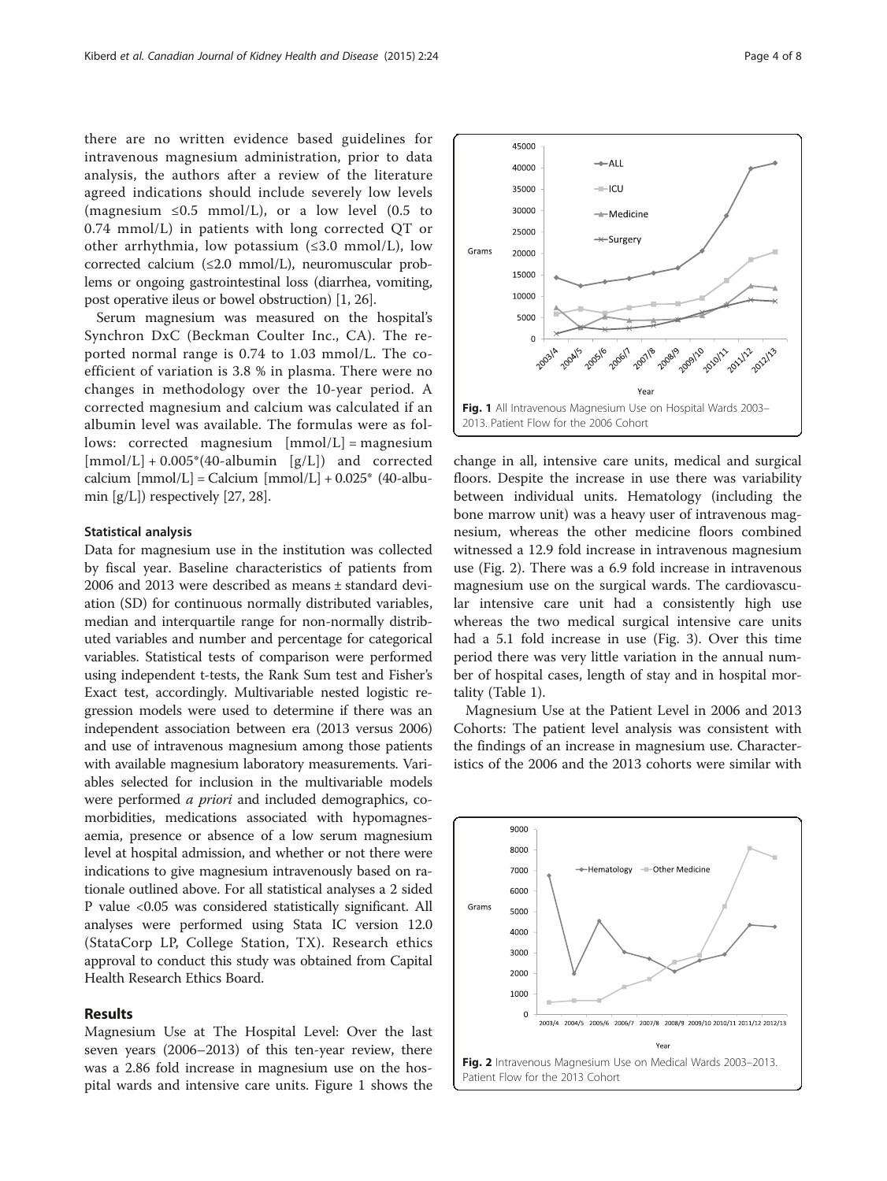there are no written evidence based guidelines for intravenous magnesium administration, prior to data analysis, the authors after a review of the literature agreed indications should include severely low levels (magnesium ≤0.5 mmol/L), or a low level (0.5 to 0.74 mmol/L) in patients with long corrected QT or other arrhythmia, low potassium (≤3.0 mmol/L), low corrected calcium (≤2.0 mmol/L), neuromuscular problems or ongoing gastrointestinal loss (diarrhea, vomiting, post operative ileus or bowel obstruction) [1, 26].

Serum magnesium was measured on the hospital's Synchron DxC (Beckman Coulter Inc., CA). The reported normal range is 0.74 to 1.03 mmol/L. The coefficient of variation is 3.8 % in plasma. There were no changes in methodology over the 10-year period. A corrected magnesium and calcium was calculated if an albumin level was available. The formulas were as follows: corrected magnesium [mmol/L] = magnesium [mmol/L] + 0.005*(40-albumin [g/L]) and corrected calcium [mmol/L] = Calcium [mmol/L] + 0.025* (40-albumin [g/L]) respectively [27, 28].

### Statistical analysis

Data for magnesium use in the institution was collected by fiscal year. Baseline characteristics of patients from 2006 and 2013 were described as means ± standard deviation (SD) for continuous normally distributed variables, median and interquartile range for non-normally distributed variables and number and percentage for categorical variables. Statistical tests of comparison were performed using independent t-tests, the Rank Sum test and Fisher's Exact test, accordingly. Multivariable nested logistic regression models were used to determine if there was an independent association between era (2013 versus 2006) and use of intravenous magnesium among those patients with available magnesium laboratory measurements. Variables selected for inclusion in the multivariable models were performed *a priori* and included demographics, comorbidities, medications associated with hypomagnesaemia, presence or absence of a low serum magnesium level at hospital admission, and whether or not there were indications to give magnesium intravenously based on rationale outlined above. For all statistical analyses a 2 sided P value <0.05 was considered statistically significant. All analyses were performed using Stata IC version 12.0 (StataCorp LP, College Station, TX). Research ethics approval to conduct this study was obtained from Capital Health Research Ethics Board.

## Results

Magnesium Use at The Hospital Level: Over the last seven years (2006–2013) of this ten-year review, there was a 2.86 fold increase in magnesium use on the hospital wards and intensive care units. Figure 1 shows the change in all, intensive care units, medical and surgical floors. Despite the increase in use there was variability between individual units. Hematology (including the bone marrow unit) was a heavy user of intravenous magnesium, whereas the other medicine floors combined witnessed a 12.9 fold increase in intravenous magnesium use (Fig. 2). There was a 6.9 fold increase in intravenous magnesium use on the surgical wards. The cardiovascular intensive care unit had a consistently high use whereas the two medical surgical intensive care units had a 5.1 fold increase in use (Fig. 3). Over this time period there was very little variation in the annual number of hospital cases, length of stay and in hospital mortality (Table 1).

**Fig. 1** All Intravenous Magnesium Use on Hospital Wards 2003–2013. Patient Flow for the 2006 Cohort

Magnesium Use at the Patient Level in 2006 and 2013 Cohorts: The patient level analysis was consistent with the findings of an increase in magnesium use. Characteristics of the 2006 and the 2013 cohorts were similar with

**Fig. 2** Intravenous Magnesium Use on Medical Wards 2003–2013. Patient Flow for the 2013 Cohort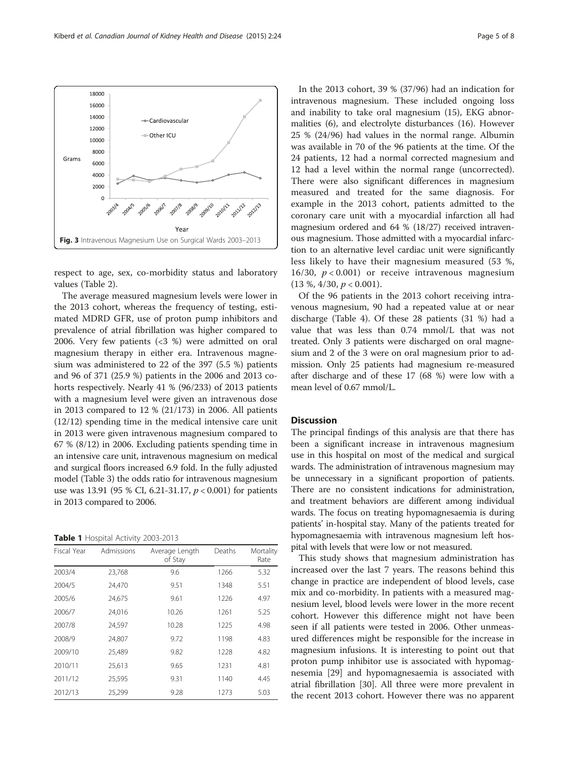Fig. 3 Intravenous Magnesium Use on Surgical Wards 2003–2013

respect to age, sex, co-morbidity status and laboratory values (Table 2).

The average measured magnesium levels were lower in the 2013 cohort, whereas the frequency of testing, estimated MDRD GFR, use of proton pump inhibitors and prevalence of atrial fibrillation was higher compared to 2006. Very few patients (<3 %) were admitted on oral magnesium therapy in either era. Intravenous magnesium was administered to 22 of the 397 (5.5 %) patients and 96 of 371 (25.9 %) patients in the 2006 and 2013 cohorts respectively. Nearly 41 % (96/233) of 2013 patients with a magnesium level were given an intravenous dose in 2013 compared to 12 % (21/173) in 2006. All patients (12/12) spending time in the medical intensive care unit in 2013 were given intravenous magnesium compared to 67 % (8/12) in 2006. Excluding patients spending time in an intensive care unit, intravenous magnesium on medical and surgical floors increased 6.9 fold. In the fully adjusted model (Table 3) the odds ratio for intravenous magnesium use was 13.91 (95 % CI, 6.21-31.17, $p < 0.001$) for patients in 2013 compared to 2006.

**Table 1** Hospital Activity 2003-2013

| Fiscal Year | Admissions | Average Length of Stay | Deaths | Mortality Rate |
|---|---|---|---|---|
| 2003/4 | 23,768 | 9.6 | 1266 | 5.32 |
| 2004/5 | 24,470 | 9.51 | 1348 | 5.51 |
| 2005/6 | 24,675 | 9.61 | 1226 | 4.97 |
| 2006/7 | 24,016 | 10.26 | 1261 | 5.25 |
| 2007/8 | 24,597 | 10.28 | 1225 | 4.98 |
| 2008/9 | 24,807 | 9.72 | 1198 | 4.83 |
| 2009/10 | 25,489 | 9.82 | 1228 | 4.82 |
| 2010/11 | 25,613 | 9.65 | 1231 | 4.81 |
| 2011/12 | 25,595 | 9.31 | 1140 | 4.45 |
| 2012/13 | 25,299 | 9.28 | 1273 | 5.03 |

In the 2013 cohort, 39 % (37/96) had an indication for intravenous magnesium. These included ongoing loss and inability to take oral magnesium (15), EKG abnormalities (6), and electrolyte disturbances (16). However 25 % (24/96) had values in the normal range. Albumin was available in 70 of the 96 patients at the time. Of the 24 patients, 12 had a normal corrected magnesium and 12 had a level within the normal range (uncorrected). There were also significant differences in magnesium measured and treated for the same diagnosis. For example in the 2013 cohort, patients admitted to the coronary care unit with a myocardial infarction all had magnesium ordered and 64 % (18/27) received intravenous magnesium. Those admitted with a myocardial infarction to an alternative level cardiac unit were significantly less likely to have their magnesium measured (53 %, 16/30, $p < 0.001$) or receive intravenous magnesium (13 %, 4/30, $p < 0.001$).

Of the 96 patients in the 2013 cohort receiving intravenous magnesium, 90 had a repeated value at or near discharge (Table 4). Of these 28 patients (31 %) had a value that was less than 0.74 mmol/L that was not treated. Only 3 patients were discharged on oral magnesium and 2 of the 3 were on oral magnesium prior to admission. Only 25 patients had magnesium re-measured after discharge and of these 17 (68 %) were low with a mean level of 0.67 mmol/L.

## Discussion

The principal findings of this analysis are that there has been a significant increase in intravenous magnesium use in this hospital on most of the medical and surgical wards. The administration of intravenous magnesium may be unnecessary in a significant proportion of patients. There are no consistent indications for administration, and treatment behaviors are different among individual wards. The focus on treating hypomagnesaemia is during patients' in-hospital stay. Many of the patients treated for hypomagnesaemia with intravenous magnesium left hospital with levels that were low or not measured.

This study shows that magnesium administration has increased over the last 7 years. The reasons behind this change in practice are independent of blood levels, case mix and co-morbidity. In patients with a measured magnesium level, blood levels were lower in the more recent cohort. However this difference might not have been seen if all patients were tested in 2006. Other unmeasured differences might be responsible for the increase in magnesium infusions. It is interesting to point out that proton pump inhibitor use is associated with hypomagnesemia [29] and hypomagnesaemia is associated with atrial fibrillation [30]. All three were more prevalent in the recent 2013 cohort. However there was no apparent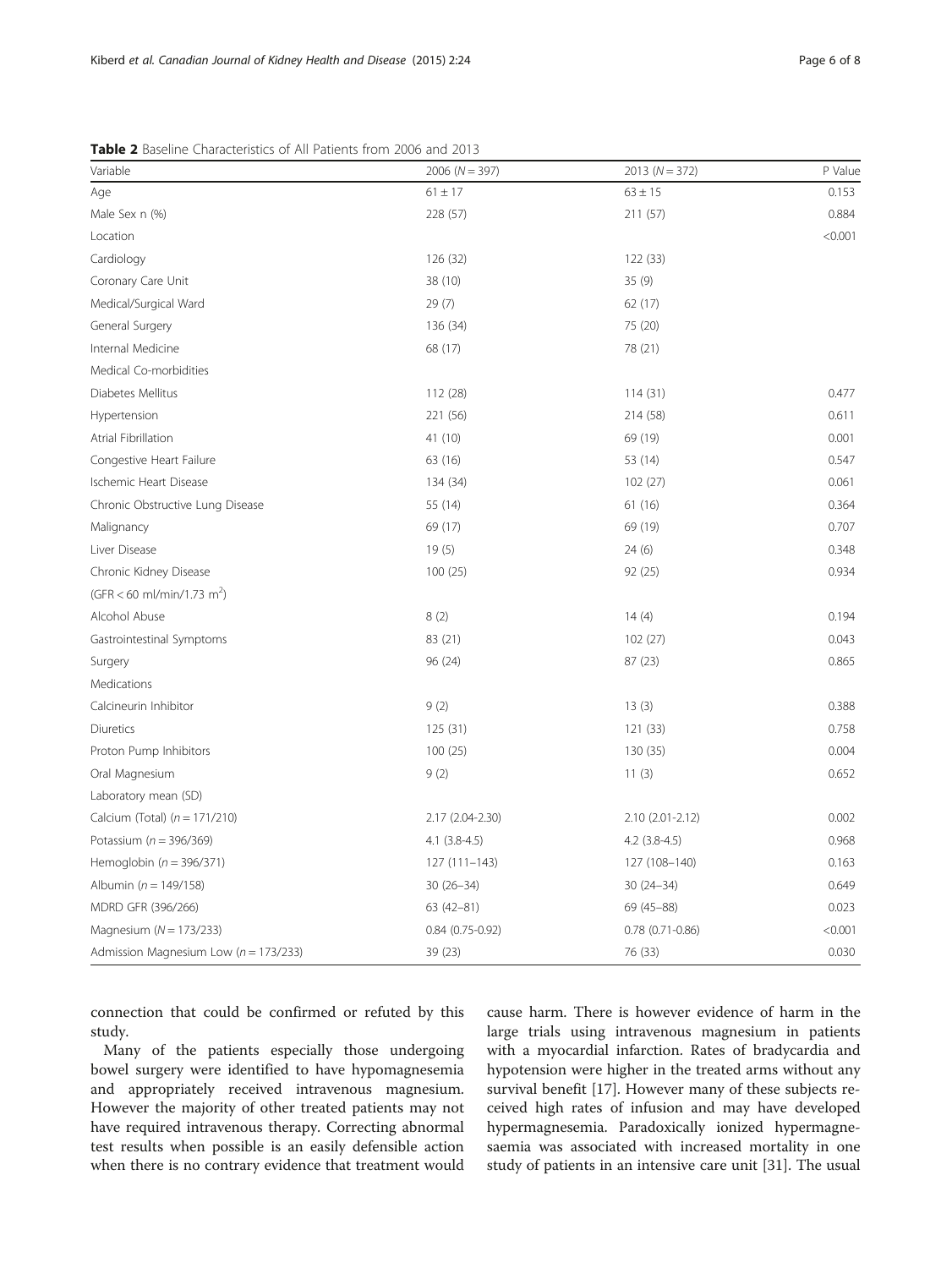**Table 2** Baseline Characteristics of All Patients from 2006 and 2013

| Variable | 2006 (*N* = 397) | 2013 (*N* = 372) | P Value |
|---|---|---|---|
| Age | 61 ± 17 | 63 ± 15 | 0.153 |
| Male Sex n (%) | 228 (57) | 211 (57) | 0.884 |
| Location | | | <0.001 |
| Cardiology | 126 (32) | 122 (33) | |
| Coronary Care Unit | 38 (10) | 35 (9) | |
| Medical/Surgical Ward | 29 (7) | 62 (17) | |
| General Surgery | 136 (34) | 75 (20) | |
| Internal Medicine | 68 (17) | 78 (21) | |
| Medical Co-morbidities | | | |
| Diabetes Mellitus | 112 (28) | 114 (31) | 0.477 |
| Hypertension | 221 (56) | 214 (58) | 0.611 |
| Atrial Fibrillation | 41 (10) | 69 (19) | 0.001 |
| Congestive Heart Failure | 63 (16) | 53 (14) | 0.547 |
| Ischemic Heart Disease | 134 (34) | 102 (27) | 0.061 |
| Chronic Obstructive Lung Disease | 55 (14) | 61 (16) | 0.364 |
| Malignancy | 69 (17) | 69 (19) | 0.707 |
| Liver Disease | 19 (5) | 24 (6) | 0.348 |
| Chronic Kidney Disease (GFR < 60 ml/min/1.73 $m^2$) | 100 (25) | 92 (25) | 0.934 |
| Alcohol Abuse | 8 (2) | 14 (4) | 0.194 |
| Gastrointestinal Symptoms | 83 (21) | 102 (27) | 0.043 |
| Surgery | 96 (24) | 87 (23) | 0.865 |
| Medications | | | |
| Calcineurin Inhibitor | 9 (2) | 13 (3) | 0.388 |
| Diuretics | 125 (31) | 121 (33) | 0.758 |
| Proton Pump Inhibitors | 100 (25) | 130 (35) | 0.004 |
| Oral Magnesium | 9 (2) | 11 (3) | 0.652 |
| Laboratory mean (SD) | | | |
| Calcium (Total) (*n* = 171/210) | 2.17 (2.04-2.30) | 2.10 (2.01-2.12) | 0.002 |
| Potassium (*n* = 396/369) | 4.1 (3.8-4.5) | 4.2 (3.8-4.5) | 0.968 |
| Hemoglobin (*n* = 396/371) | 127 (111–143) | 127 (108–140) | 0.163 |
| Albumin (*n* = 149/158) | 30 (26–34) | 30 (24–34) | 0.649 |
| MDRD GFR (396/266) | 63 (42–81) | 69 (45–88) | 0.023 |
| Magnesium (*N* = 173/233) | 0.84 (0.75-0.92) | 0.78 (0.71-0.86) | <0.001 |
| Admission Magnesium Low (*n* = 173/233) | 39 (23) | 76 (33) | 0.030 |

connection that could be confirmed or refuted by this study.

Many of the patients especially those undergoing bowel surgery were identified to have hypomagnesemia and appropriately received intravenous magnesium. However the majority of other treated patients may not have required intravenous therapy. Correcting abnormal test results when possible is an easily defensible action when there is no contrary evidence that treatment would cause harm. There is however evidence of harm in the large trials using intravenous magnesium in patients with a myocardial infarction. Rates of bradycardia and hypotension were higher in the treated arms without any survival benefit [17]. However many of these subjects received high rates of infusion and may have developed hypermagnesemia. Paradoxically ionized hypermagnesaemia was associated with increased mortality in one study of patients in an intensive care unit [31]. The usual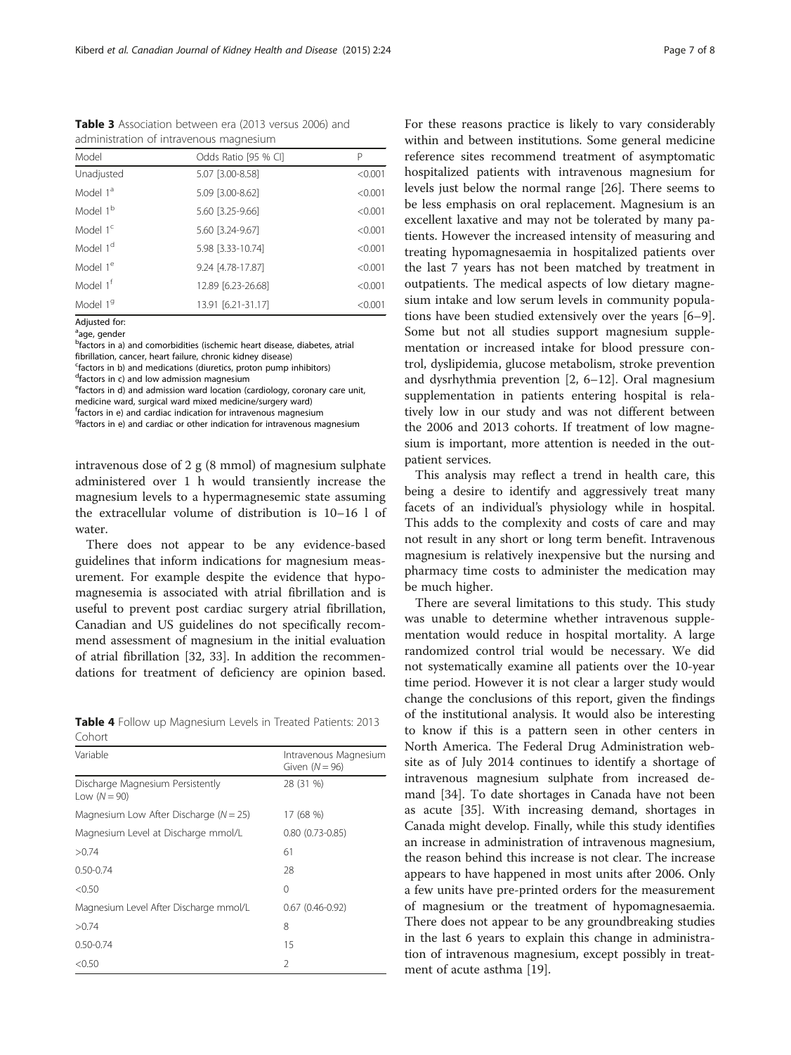**Table 3** Association between era (2013 versus 2006) and administration of intravenous magnesium

| Model | Odds Ratio [95 % CI] | P |
|---|---|---|
| Unadjusted | 5.07 [3.00-8.58] | <0.001 |
| Model 1[a] | 5.09 [3.00-8.62] | <0.001 |
| Model 1[b] | 5.60 [3.25-9.66] | <0.001 |
| Model 1[c] | 5.60 [3.24-9.67] | <0.001 |
| Model 1[d] | 5.98 [3.33-10.74] | <0.001 |
| Model 1[e] | 9.24 [4.78-17.87] | <0.001 |
| Model 1[f] | 12.89 [6.23-26.68] | <0.001 |
| Model 1[g] | 13.91 [6.21-31.17] | <0.001 |

Adjusted for:
[a]age, gender
[b]factors in a) and comorbidities (ischemic heart disease, diabetes, atrial fibrillation, cancer, heart failure, chronic kidney disease)
[c]factors in b) and medications (diuretics, proton pump inhibitors)
[d]factors in c) and low admission magnesium
[e]factors in d) and admission ward location (cardiology, coronary care unit, medicine ward, surgical ward mixed medicine/surgery ward)
[f]factors in e) and cardiac indication for intravenous magnesium
[g]factors in e) and cardiac or other indication for intravenous magnesium

intravenous dose of 2 g (8 mmol) of magnesium sulphate administered over 1 h would transiently increase the magnesium levels to a hypermagnesemic state assuming the extracellular volume of distribution is 10–16 l of water.

There does not appear to be any evidence-based guidelines that inform indications for magnesium measurement. For example despite the evidence that hypomagnesemia is associated with atrial fibrillation and is useful to prevent post cardiac surgery atrial fibrillation, Canadian and US guidelines do not specifically recommend assessment of magnesium in the initial evaluation of atrial fibrillation [32, 33]. In addition the recommendations for treatment of deficiency are opinion based.

**Table 4** Follow up Magnesium Levels in Treated Patients: 2013 Cohort

| Variable | Intravenous Magnesium Given ($N = 96$) |
|---|---|
| Discharge Magnesium Persistently Low ($N = 90$) | 28 (31 %) |
| Magnesium Low After Discharge ($N = 25$) | 17 (68 %) |
| Magnesium Level at Discharge mmol/L | 0.80 (0.73-0.85) |
| >0.74 | 61 |
| 0.50-0.74 | 28 |
| <0.50 | 0 |
| Magnesium Level After Discharge mmol/L | 0.67 (0.46-0.92) |
| >0.74 | 8 |
| 0.50-0.74 | 15 |
| <0.50 | 2 |

For these reasons practice is likely to vary considerably within and between institutions. Some general medicine reference sites recommend treatment of asymptomatic hospitalized patients with intravenous magnesium for levels just below the normal range [26]. There seems to be less emphasis on oral replacement. Magnesium is an excellent laxative and may not be tolerated by many patients. However the increased intensity of measuring and treating hypomagnesaemia in hospitalized patients over the last 7 years has not been matched by treatment in outpatients. The medical aspects of low dietary magnesium intake and low serum levels in community populations have been studied extensively over the years [6–9]. Some but not all studies support magnesium supplementation or increased intake for blood pressure control, dyslipidemia, glucose metabolism, stroke prevention and dysrhythmia prevention [2, 6–12]. Oral magnesium supplementation in patients entering hospital is relatively low in our study and was not different between the 2006 and 2013 cohorts. If treatment of low magnesium is important, more attention is needed in the outpatient services.

This analysis may reflect a trend in health care, this being a desire to identify and aggressively treat many facets of an individual's physiology while in hospital. This adds to the complexity and costs of care and may not result in any short or long term benefit. Intravenous magnesium is relatively inexpensive but the nursing and pharmacy time costs to administer the medication may be much higher.

There are several limitations to this study. This study was unable to determine whether intravenous supplementation would reduce in hospital mortality. A large randomized control trial would be necessary. We did not systematically examine all patients over the 10-year time period. However it is not clear a larger study would change the conclusions of this report, given the findings of the institutional analysis. It would also be interesting to know if this is a pattern seen in other centers in North America. The Federal Drug Administration website as of July 2014 continues to identify a shortage of intravenous magnesium sulphate from increased demand [34]. To date shortages in Canada have not been as acute [35]. With increasing demand, shortages in Canada might develop. Finally, while this study identifies an increase in administration of intravenous magnesium, the reason behind this increase is not clear. The increase appears to have happened in most units after 2006. Only a few units have pre-printed orders for the measurement of magnesium or the treatment of hypomagnesaemia. There does not appear to be any groundbreaking studies in the last 6 years to explain this change in administration of intravenous magnesium, except possibly in treatment of acute asthma [19].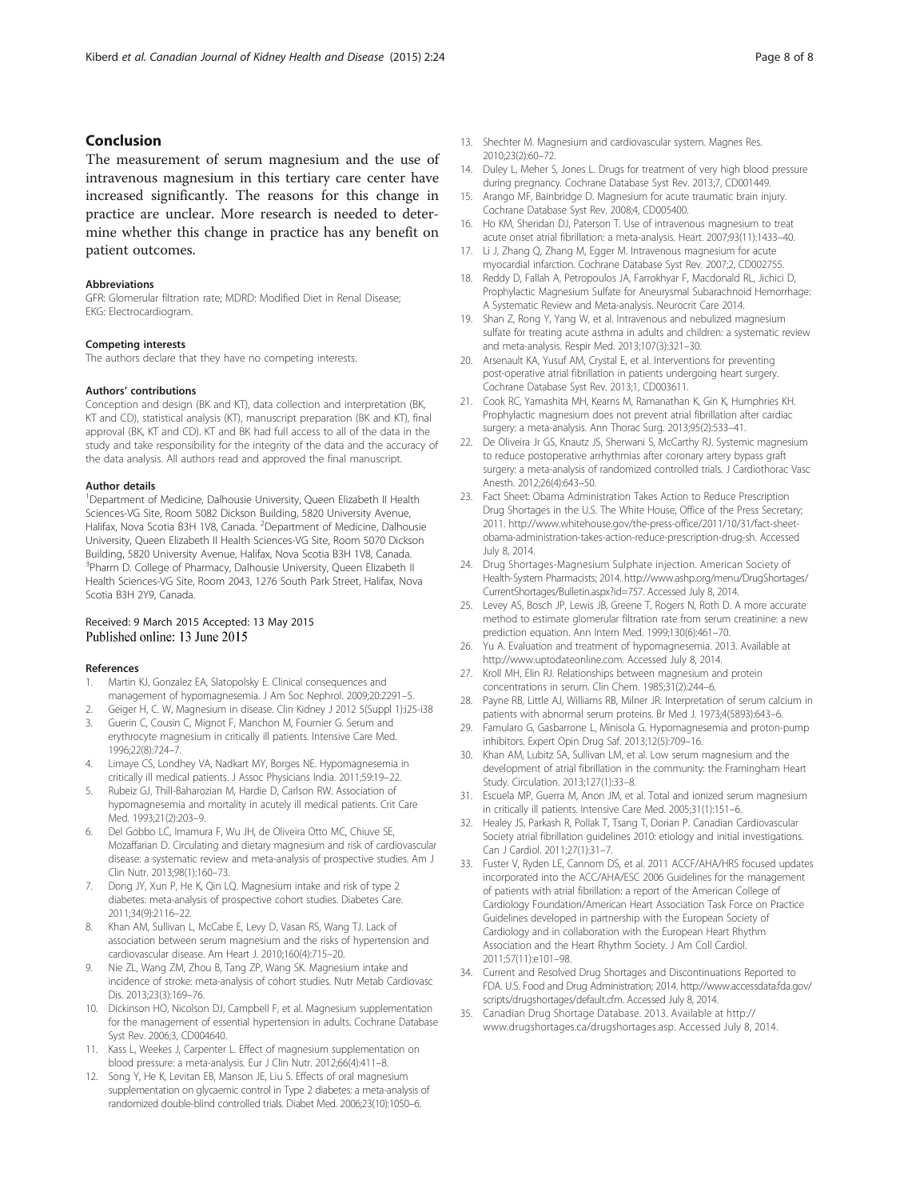## Conclusion

The measurement of serum magnesium and the use of intravenous magnesium in this tertiary care center have increased significantly. The reasons for this change in practice are unclear. More research is needed to determine whether this change in practice has any benefit on patient outcomes.

#### Abbreviations

GFR: Glomerular filtration rate; MDRD: Modified Diet in Renal Disease; EKG: Electrocardiogram.

#### Competing interests

The authors declare that they have no competing interests.

#### Authors' contributions

Conception and design (BK and KT), data collection and interpretation (BK, KT and CD), statistical analysis (KT), manuscript preparation (BK and KT), final approval (BK, KT and CD). KT and BK had full access to all of the data in the study and take responsibility for the integrity of the data and the accuracy of the data analysis. All authors read and approved the final manuscript.

#### Author details

[1]Department of Medicine, Dalhousie University, Queen Elizabeth II Health Sciences-VG Site, Room 5082 Dickson Building, 5820 University Avenue, Halifax, Nova Scotia B3H 1V8, Canada. [2]Department of Medicine, Dalhousie University, Queen Elizabeth II Health Sciences-VG Site, Room 5070 Dickson Building, 5820 University Avenue, Halifax, Nova Scotia B3H 1V8, Canada. [3]Pharm D. College of Pharmacy, Dalhousie University, Queen Elizabeth II Health Sciences-VG Site, Room 2043, 1276 South Park Street, Halifax, Nova Scotia B3H 2Y9, Canada.

Received: 9 March 2015 Accepted: 13 May 2015
Published online: 13 June 2015

#### References

1. Martin KJ, Gonzalez EA, Slatopolsky E. Clinical consequences and management of hypomagnesemia. J Am Soc Nephrol. 2009;20:2291–5.
2. Geiger H, C. W, Magnesium in disease. Clin Kidney J 2012 5(Suppl 1):i25-i38
3. Guerin C, Cousin C, Mignot F, Manchon M, Fournier G. Serum and erythrocyte magnesium in critically ill patients. Intensive Care Med. 1996;22(8):724–7.
4. Limaye CS, Londhey VA, Nadkart MY, Borges NE. Hypomagnesemia in critically ill medical patients. J Assoc Physicians India. 2011;59:19–22.
5. Rubeiz GJ, Thill-Baharozian M, Hardie D, Carlson RW. Association of hypomagnesemia and mortality in acutely ill medical patients. Crit Care Med. 1993;21(2):203–9.
6. Del Gobbo LC, Imamura F, Wu JH, de Oliveira Otto MC, Chiuve SE, Mozaffarian D. Circulating and dietary magnesium and risk of cardiovascular disease: a systematic review and meta-analysis of prospective studies. Am J Clin Nutr. 2013;98(1):160–73.
7. Dong JY, Xun P, He K, Qin LQ. Magnesium intake and risk of type 2 diabetes: meta-analysis of prospective cohort studies. Diabetes Care. 2011;34(9):2116–22.
8. Khan AM, Sullivan L, McCabe E, Levy D, Vasan RS, Wang TJ. Lack of association between serum magnesium and the risks of hypertension and cardiovascular disease. Am Heart J. 2010;160(4):715–20.
9. Nie ZL, Wang ZM, Zhou B, Tang ZP, Wang SK. Magnesium intake and incidence of stroke: meta-analysis of cohort studies. Nutr Metab Cardiovasc Dis. 2013;23(3):169–76.
10. Dickinson HO, Nicolson DJ, Campbell F, et al. Magnesium supplementation for the management of essential hypertension in adults. Cochrane Database Syst Rev. 2006;3, CD004640.
11. Kass L, Weekes J, Carpenter L. Effect of magnesium supplementation on blood pressure: a meta-analysis. Eur J Clin Nutr. 2012;66(4):411–8.
12. Song Y, He K, Levitan EB, Manson JE, Liu S. Effects of oral magnesium supplementation on glycaemic control in Type 2 diabetes: a meta-analysis of randomized double-blind controlled trials. Diabet Med. 2006;23(10):1050–6.
13. Shechter M. Magnesium and cardiovascular system. Magnes Res. 2010;23(2):60–72.
14. Duley L, Meher S, Jones L. Drugs for treatment of very high blood pressure during pregnancy. Cochrane Database Syst Rev. 2013;7, CD001449.
15. Arango MF, Bainbridge D. Magnesium for acute traumatic brain injury. Cochrane Database Syst Rev. 2008;4, CD005400.
16. Ho KM, Sheridan DJ, Paterson T. Use of intravenous magnesium to treat acute onset atrial fibrillation: a meta-analysis. Heart. 2007;93(11):1433–40.
17. Li J, Zhang Q, Zhang M, Egger M. Intravenous magnesium for acute myocardial infarction. Cochrane Database Syst Rev. 2007;2, CD002755.
18. Reddy D, Fallah A, Petropoulos JA, Farrokhyar F, Macdonald RL, Jichici D, Prophylactic Magnesium Sulfate for Aneurysmal Subarachnoid Hemorrhage: A Systematic Review and Meta-analysis. Neurocrit Care 2014.
19. Shan Z, Rong Y, Yang W, et al. Intravenous and nebulized magnesium sulfate for treating acute asthma in adults and children: a systematic review and meta-analysis. Respir Med. 2013;107(3):321–30.
20. Arsenault KA, Yusuf AM, Crystal E, et al. Interventions for preventing post-operative atrial fibrillation in patients undergoing heart surgery. Cochrane Database Syst Rev. 2013;1, CD003611.
21. Cook RC, Yamashita MH, Kearns M, Ramanathan K, Gin K, Humphries KH. Prophylactic magnesium does not prevent atrial fibrillation after cardiac surgery: a meta-analysis. Ann Thorac Surg. 2013;95(2):533–41.
22. De Oliveira Jr GS, Knautz JS, Sherwani S, McCarthy RJ. Systemic magnesium to reduce postoperative arrhythmias after coronary artery bypass graft surgery: a meta-analysis of randomized controlled trials. J Cardiothorac Vasc Anesth. 2012;26(4):643–50.
23. Fact Sheet: Obama Administration Takes Action to Reduce Prescription Drug Shortages in the U.S. The White House, Office of the Press Secretary; 2011. http://www.whitehouse.gov/the-press-office/2011/10/31/fact-sheet-obama-administration-takes-action-reduce-prescription-drug-sh. Accessed July 8, 2014.
24. Drug Shortages-Magnesium Sulphate injection. American Society of Health-System Pharmacists; 2014. http://www.ashp.org/menu/DrugShortages/CurrentShortages/Bulletin.aspx?id=757. Accessed July 8, 2014.
25. Levey AS, Bosch JP, Lewis JB, Greene T, Rogers N, Roth D. A more accurate method to estimate glomerular filtration rate from serum creatinine: a new prediction equation. Ann Intern Med. 1999;130(6):461–70.
26. Yu A. Evaluation and treatment of hypomagnesemia. 2013. Available at http://www.uptodateonline.com. Accessed July 8, 2014.
27. Kroll MH, Elin RJ. Relationships between magnesium and protein concentrations in serum. Clin Chem. 1985;31(2):244–6.
28. Payne RB, Little AJ, Williams RB, Milner JR. Interpretation of serum calcium in patients with abnormal serum proteins. Br Med J. 1973;4(5893):643–6.
29. Famularo G, Gasbarrone L, Minisola G. Hypomagnesemia and proton-pump inhibitors. Expert Opin Drug Saf. 2013;12(5):709–16.
30. Khan AM, Lubitz SA, Sullivan LM, et al. Low serum magnesium and the development of atrial fibrillation in the community: the Framingham Heart Study. Circulation. 2013;127(1):33–8.
31. Escuela MP, Guerra M, Anon JM, et al. Total and ionized serum magnesium in critically ill patients. Intensive Care Med. 2005;31(1):151–6.
32. Healey JS, Parkash R, Pollak T, Tsang T, Dorian P. Canadian Cardiovascular Society atrial fibrillation guidelines 2010: etiology and initial investigations. Can J Cardiol. 2011;27(1):31–7.
33. Fuster V, Ryden LE, Cannom DS, et al. 2011 ACCF/AHA/HRS focused updates incorporated into the ACC/AHA/ESC 2006 Guidelines for the management of patients with atrial fibrillation: a report of the American College of Cardiology Foundation/American Heart Association Task Force on Practice Guidelines developed in partnership with the European Society of Cardiology and in collaboration with the European Heart Rhythm Association and the Heart Rhythm Society. J Am Coll Cardiol. 2011;57(11):e101–98.
34. Current and Resolved Drug Shortages and Discontinuations Reported to FDA. U.S. Food and Drug Administration; 2014. http://www.accessdata.fda.gov/scripts/drugshortages/default.cfm. Accessed July 8, 2014.
35. Canadian Drug Shortage Database. 2013. Available at http://www.drugshortages.ca/drugshortages.asp. Accessed July 8, 2014.